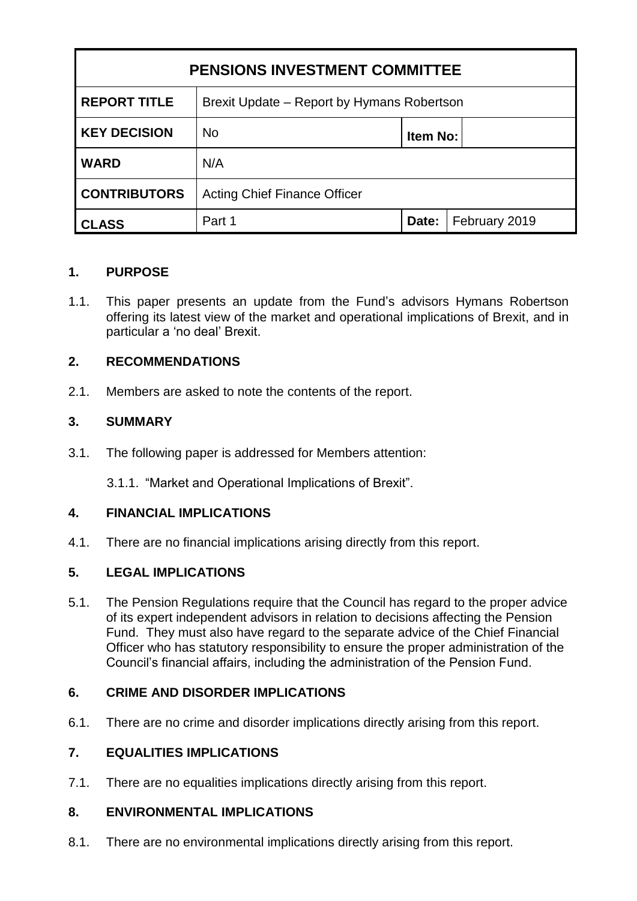| PENSIONS INVESTMENT COMMITTEE | | | |
|---|---|---|---|
| **REPORT TITLE** | Brexit Update – Report by Hymans Robertson | | |
| **KEY DECISION** | No | **Item No:** | |
| **WARD** | N/A | | |
| **CONTRIBUTORS** | Acting Chief Finance Officer | | |
| **CLASS** | Part 1 | **Date:** | February 2019 |

## 1. PURPOSE

1.1. This paper presents an update from the Fund's advisors Hymans Robertson offering its latest view of the market and operational implications of Brexit, and in particular a 'no deal' Brexit.

## 2. RECOMMENDATIONS

2.1. Members are asked to note the contents of the report.

## 3. SUMMARY

3.1. The following paper is addressed for Members attention:

3.1.1. "Market and Operational Implications of Brexit".

## 4. FINANCIAL IMPLICATIONS

4.1. There are no financial implications arising directly from this report.

## 5. LEGAL IMPLICATIONS

5.1. The Pension Regulations require that the Council has regard to the proper advice of its expert independent advisors in relation to decisions affecting the Pension Fund. They must also have regard to the separate advice of the Chief Financial Officer who has statutory responsibility to ensure the proper administration of the Council's financial affairs, including the administration of the Pension Fund.

## 6. CRIME AND DISORDER IMPLICATIONS

6.1. There are no crime and disorder implications directly arising from this report.

## 7. EQUALITIES IMPLICATIONS

7.1. There are no equalities implications directly arising from this report.

## 8. ENVIRONMENTAL IMPLICATIONS

8.1. There are no environmental implications directly arising from this report.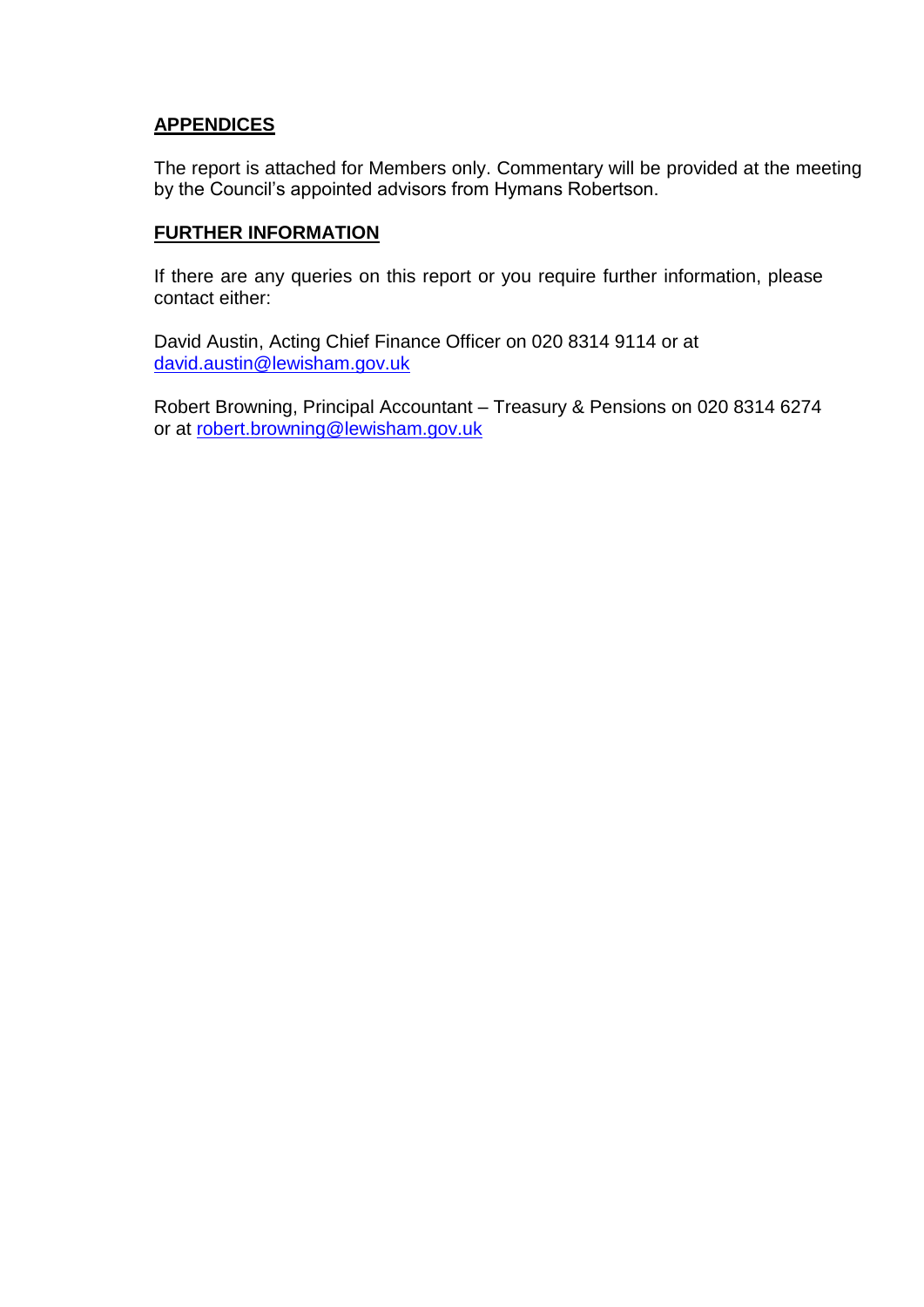**APPENDICES**

The report is attached for Members only. Commentary will be provided at the meeting by the Council's appointed advisors from Hymans Robertson.

**FURTHER INFORMATION**

If there are any queries on this report or you require further information, please contact either:

David Austin, Acting Chief Finance Officer on 020 8314 9114 or at david.austin@lewisham.gov.uk

Robert Browning, Principal Accountant – Treasury & Pensions on 020 8314 6274 or at robert.browning@lewisham.gov.uk